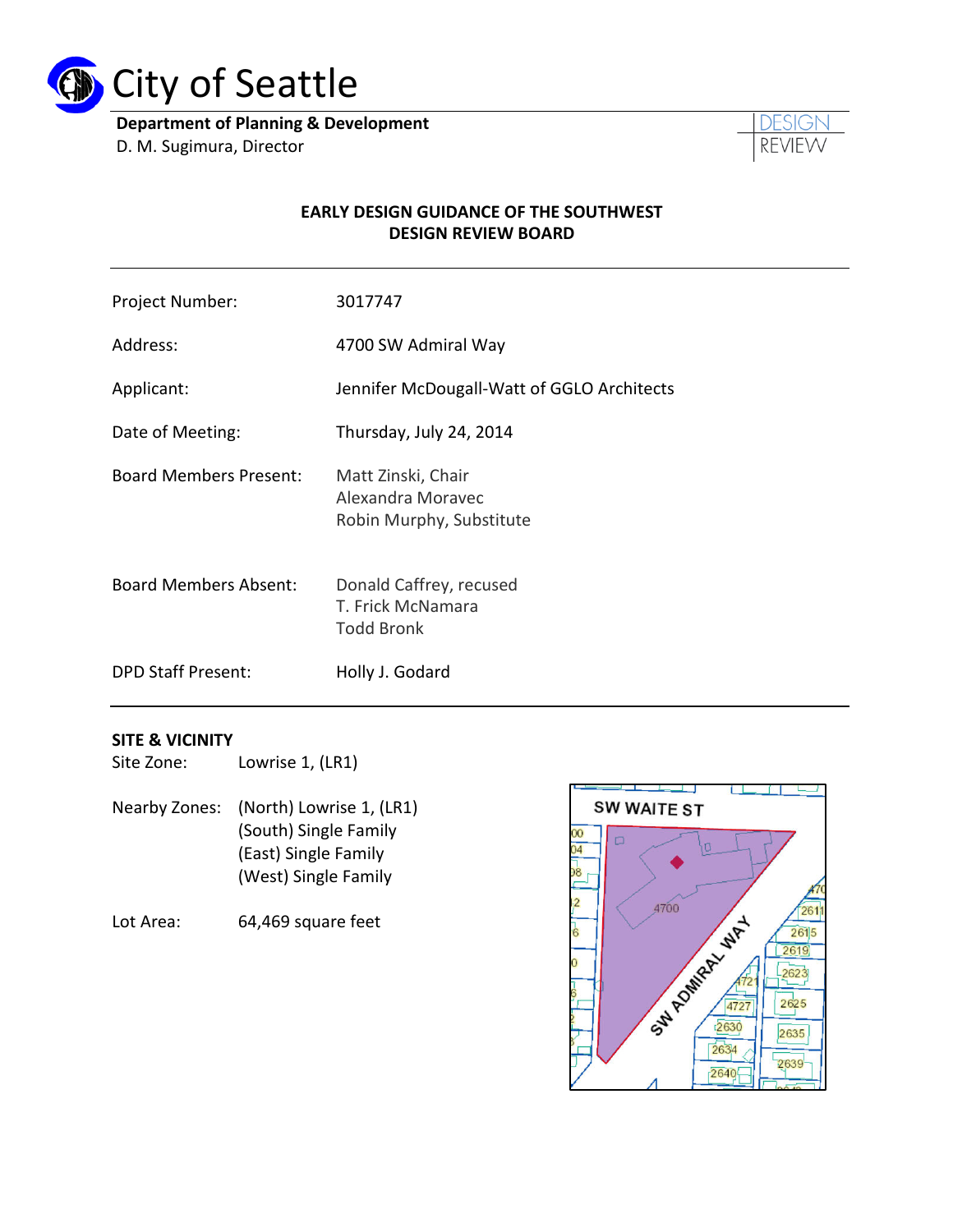# City of Seattle

**Department of Planning & Development**
D. M. Sugimura, Director

DESIGN REVIEW

## EARLY DESIGN GUIDANCE OF THE SOUTHWEST DESIGN REVIEW BOARD

| | |
|---|---|
| Project Number: | 3017747 |
| Address: | 4700 SW Admiral Way |
| Applicant: | Jennifer McDougall-Watt of GGLO Architects |
| Date of Meeting: | Thursday, July 24, 2014 |
| Board Members Present: | Matt Zinski, Chair<br>Alexandra Moravec<br>Robin Murphy, Substitute |
| Board Members Absent: | Donald Caffrey, recused<br>T. Frick McNamara<br>Todd Bronk |
| DPD Staff Present: | Holly J. Godard |

---

### SITE & VICINITY

Site Zone: Lowrise 1, (LR1)

Nearby Zones: (North) Lowrise 1, (LR1)
(South) Single Family
(East) Single Family
(West) Single Family

Lot Area: 64,469 square feet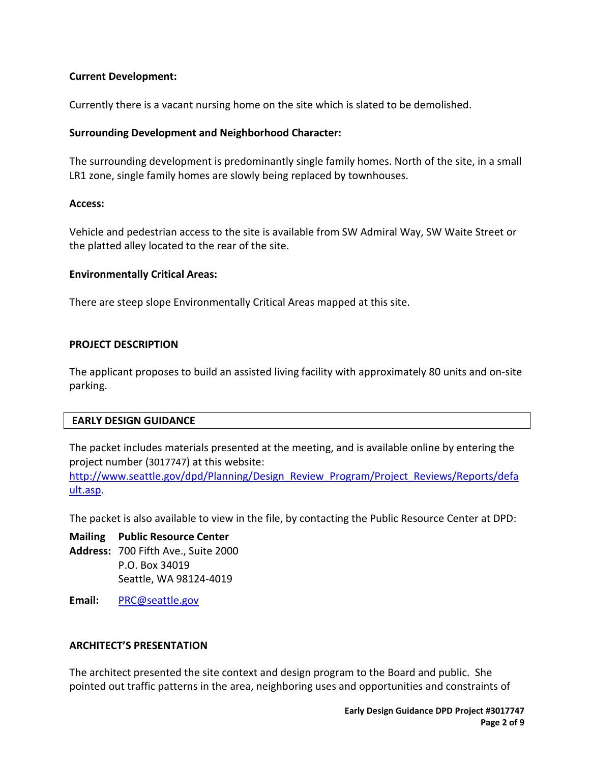**Current Development:**

Currently there is a vacant nursing home on the site which is slated to be demolished.

**Surrounding Development and Neighborhood Character:**

The surrounding development is predominantly single family homes. North of the site, in a small LR1 zone, single family homes are slowly being replaced by townhouses.

**Access:**

Vehicle and pedestrian access to the site is available from SW Admiral Way, SW Waite Street or the platted alley located to the rear of the site.

**Environmentally Critical Areas:**

There are steep slope Environmentally Critical Areas mapped at this site.

## PROJECT DESCRIPTION

The applicant proposes to build an assisted living facility with approximately 80 units and on-site parking.

## EARLY DESIGN GUIDANCE

The packet includes materials presented at the meeting, and is available online by entering the project number (3017747) at this website: [http://www.seattle.gov/dpd/Planning/Design_Review_Program/Project_Reviews/Reports/default.asp](http://www.seattle.gov/dpd/Planning/Design_Review_Program/Project_Reviews/Reports/default.asp).

The packet is also available to view in the file, by contacting the Public Resource Center at DPD:

**Mailing Address:** **Public Resource Center**
700 Fifth Ave., Suite 2000
P.O. Box 34019
Seattle, WA 98124-4019

**Email:** [PRC@seattle.gov](mailto:PRC@seattle.gov)

## ARCHITECT'S PRESENTATION

The architect presented the site context and design program to the Board and public. She pointed out traffic patterns in the area, neighboring uses and opportunities and constraints of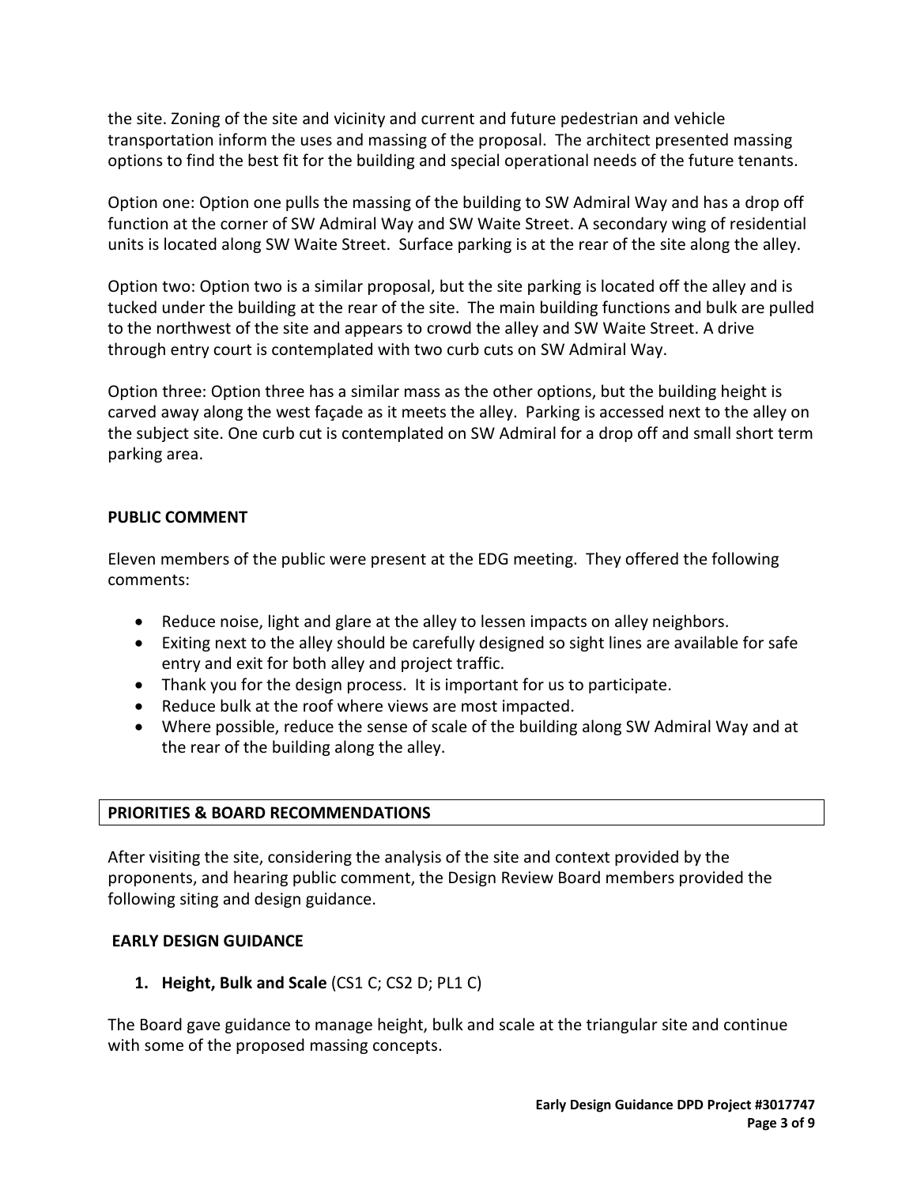the site. Zoning of the site and vicinity and current and future pedestrian and vehicle transportation inform the uses and massing of the proposal. The architect presented massing options to find the best fit for the building and special operational needs of the future tenants.

Option one: Option one pulls the massing of the building to SW Admiral Way and has a drop off function at the corner of SW Admiral Way and SW Waite Street. A secondary wing of residential units is located along SW Waite Street. Surface parking is at the rear of the site along the alley.

Option two: Option two is a similar proposal, but the site parking is located off the alley and is tucked under the building at the rear of the site. The main building functions and bulk are pulled to the northwest of the site and appears to crowd the alley and SW Waite Street. A drive through entry court is contemplated with two curb cuts on SW Admiral Way.

Option three: Option three has a similar mass as the other options, but the building height is carved away along the west façade as it meets the alley. Parking is accessed next to the alley on the subject site. One curb cut is contemplated on SW Admiral for a drop off and small short term parking area.

**PUBLIC COMMENT**

Eleven members of the public were present at the EDG meeting. They offered the following comments:

- Reduce noise, light and glare at the alley to lessen impacts on alley neighbors.
- Exiting next to the alley should be carefully designed so sight lines are available for safe entry and exit for both alley and project traffic.
- Thank you for the design process. It is important for us to participate.
- Reduce bulk at the roof where views are most impacted.
- Where possible, reduce the sense of scale of the building along SW Admiral Way and at the rear of the building along the alley.

## PRIORITIES & BOARD RECOMMENDATIONS

After visiting the site, considering the analysis of the site and context provided by the proponents, and hearing public comment, the Design Review Board members provided the following siting and design guidance.

### EARLY DESIGN GUIDANCE

1. **Height, Bulk and Scale** (CS1 C; CS2 D; PL1 C)

The Board gave guidance to manage height, bulk and scale at the triangular site and continue with some of the proposed massing concepts.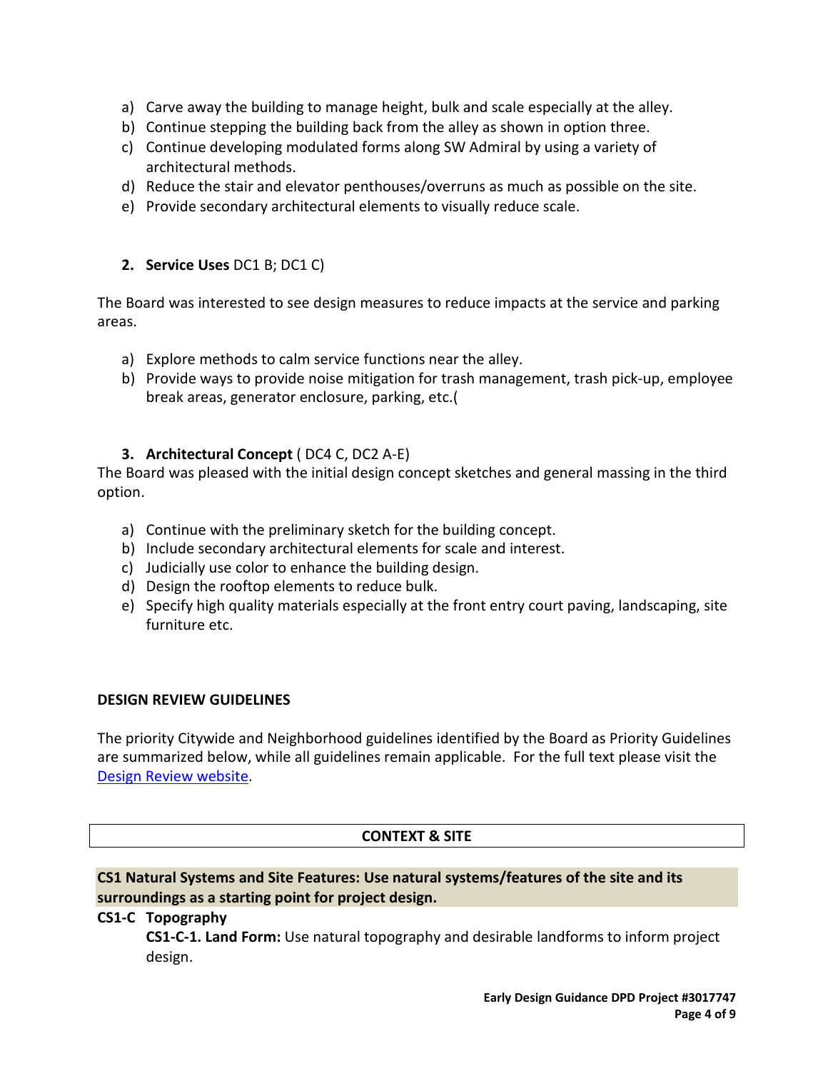a) Carve away the building to manage height, bulk and scale especially at the alley.
b) Continue stepping the building back from the alley as shown in option three.
c) Continue developing modulated forms along SW Admiral by using a variety of architectural methods.
d) Reduce the stair and elevator penthouses/overruns as much as possible on the site.
e) Provide secondary architectural elements to visually reduce scale.

2. **Service Uses** DC1 B; DC1 C)

The Board was interested to see design measures to reduce impacts at the service and parking areas.

a) Explore methods to calm service functions near the alley.
b) Provide ways to provide noise mitigation for trash management, trash pick-up, employee break areas, generator enclosure, parking, etc.(

3. **Architectural Concept** ( DC4 C, DC2 A-E)

The Board was pleased with the initial design concept sketches and general massing in the third option.

a) Continue with the preliminary sketch for the building concept.
b) Include secondary architectural elements for scale and interest.
c) Judicially use color to enhance the building design.
d) Design the rooftop elements to reduce bulk.
e) Specify high quality materials especially at the front entry court paving, landscaping, site furniture etc.

## DESIGN REVIEW GUIDELINES

The priority Citywide and Neighborhood guidelines identified by the Board as Priority Guidelines are summarized below, while all guidelines remain applicable. For the full text please visit the Design Review website.

### CONTEXT & SITE

**CS1 Natural Systems and Site Features: Use natural systems/features of the site and its surroundings as a starting point for project design.**

**CS1-C Topography**

**CS1-C-1. Land Form:** Use natural topography and desirable landforms to inform project design.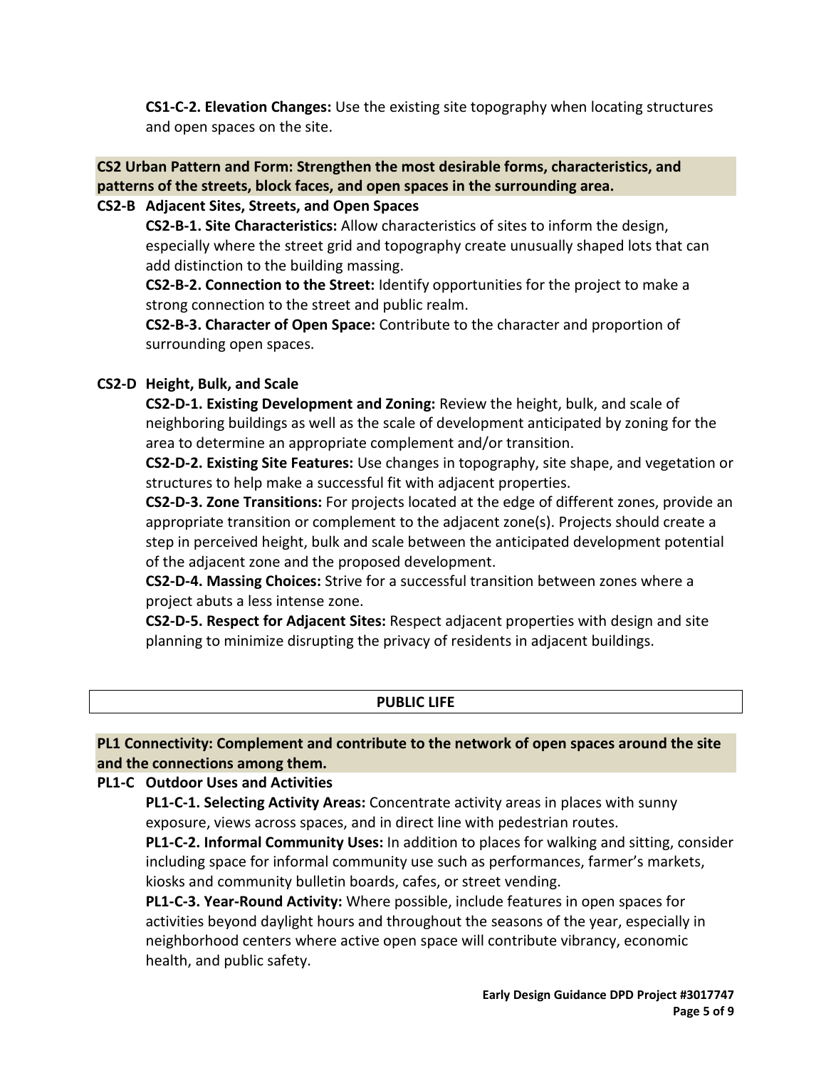**CS1-C-2. Elevation Changes:** Use the existing site topography when locating structures and open spaces on the site.

**CS2 Urban Pattern and Form: Strengthen the most desirable forms, characteristics, and patterns of the streets, block faces, and open spaces in the surrounding area.**

**CS2-B Adjacent Sites, Streets, and Open Spaces**

**CS2-B-1. Site Characteristics:** Allow characteristics of sites to inform the design, especially where the street grid and topography create unusually shaped lots that can add distinction to the building massing.

**CS2-B-2. Connection to the Street:** Identify opportunities for the project to make a strong connection to the street and public realm.

**CS2-B-3. Character of Open Space:** Contribute to the character and proportion of surrounding open spaces.

**CS2-D Height, Bulk, and Scale**

**CS2-D-1. Existing Development and Zoning:** Review the height, bulk, and scale of neighboring buildings as well as the scale of development anticipated by zoning for the area to determine an appropriate complement and/or transition.

**CS2-D-2. Existing Site Features:** Use changes in topography, site shape, and vegetation or structures to help make a successful fit with adjacent properties.

**CS2-D-3. Zone Transitions:** For projects located at the edge of different zones, provide an appropriate transition or complement to the adjacent zone(s). Projects should create a step in perceived height, bulk and scale between the anticipated development potential of the adjacent zone and the proposed development.

**CS2-D-4. Massing Choices:** Strive for a successful transition between zones where a project abuts a less intense zone.

**CS2-D-5. Respect for Adjacent Sites:** Respect adjacent properties with design and site planning to minimize disrupting the privacy of residents in adjacent buildings.

## PUBLIC LIFE

**PL1 Connectivity: Complement and contribute to the network of open spaces around the site and the connections among them.**

**PL1-C Outdoor Uses and Activities**

**PL1-C-1. Selecting Activity Areas:** Concentrate activity areas in places with sunny exposure, views across spaces, and in direct line with pedestrian routes.

**PL1-C-2. Informal Community Uses:** In addition to places for walking and sitting, consider including space for informal community use such as performances, farmer's markets, kiosks and community bulletin boards, cafes, or street vending.

**PL1-C-3. Year-Round Activity:** Where possible, include features in open spaces for activities beyond daylight hours and throughout the seasons of the year, especially in neighborhood centers where active open space will contribute vibrancy, economic health, and public safety.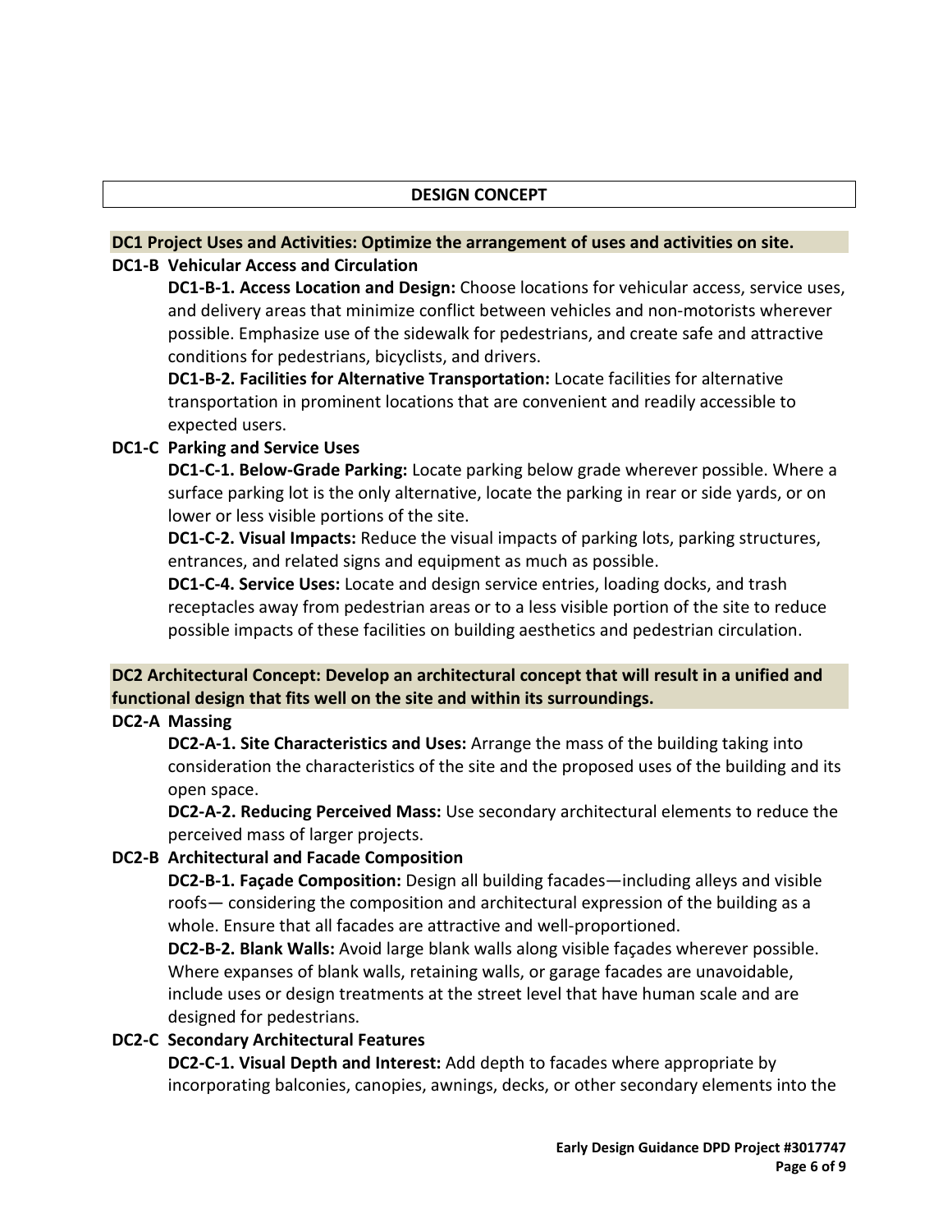## DESIGN CONCEPT

### DC1 Project Uses and Activities: Optimize the arrangement of uses and activities on site.

**DC1-B Vehicular Access and Circulation**

**DC1-B-1. Access Location and Design:** Choose locations for vehicular access, service uses, and delivery areas that minimize conflict between vehicles and non-motorists wherever possible. Emphasize use of the sidewalk for pedestrians, and create safe and attractive conditions for pedestrians, bicyclists, and drivers.

**DC1-B-2. Facilities for Alternative Transportation:** Locate facilities for alternative transportation in prominent locations that are convenient and readily accessible to expected users.

**DC1-C Parking and Service Uses**

**DC1-C-1. Below-Grade Parking:** Locate parking below grade wherever possible. Where a surface parking lot is the only alternative, locate the parking in rear or side yards, or on lower or less visible portions of the site.

**DC1-C-2. Visual Impacts:** Reduce the visual impacts of parking lots, parking structures, entrances, and related signs and equipment as much as possible.

**DC1-C-4. Service Uses:** Locate and design service entries, loading docks, and trash receptacles away from pedestrian areas or to a less visible portion of the site to reduce possible impacts of these facilities on building aesthetics and pedestrian circulation.

### DC2 Architectural Concept: Develop an architectural concept that will result in a unified and functional design that fits well on the site and within its surroundings.

**DC2-A Massing**

**DC2-A-1. Site Characteristics and Uses:** Arrange the mass of the building taking into consideration the characteristics of the site and the proposed uses of the building and its open space.

**DC2-A-2. Reducing Perceived Mass:** Use secondary architectural elements to reduce the perceived mass of larger projects.

**DC2-B Architectural and Facade Composition**

**DC2-B-1. Façade Composition:** Design all building facades—including alleys and visible roofs— considering the composition and architectural expression of the building as a whole. Ensure that all facades are attractive and well-proportioned.

**DC2-B-2. Blank Walls:** Avoid large blank walls along visible façades wherever possible. Where expanses of blank walls, retaining walls, or garage facades are unavoidable, include uses or design treatments at the street level that have human scale and are designed for pedestrians.

**DC2-C Secondary Architectural Features**

**DC2-C-1. Visual Depth and Interest:** Add depth to facades where appropriate by incorporating balconies, canopies, awnings, decks, or other secondary elements into the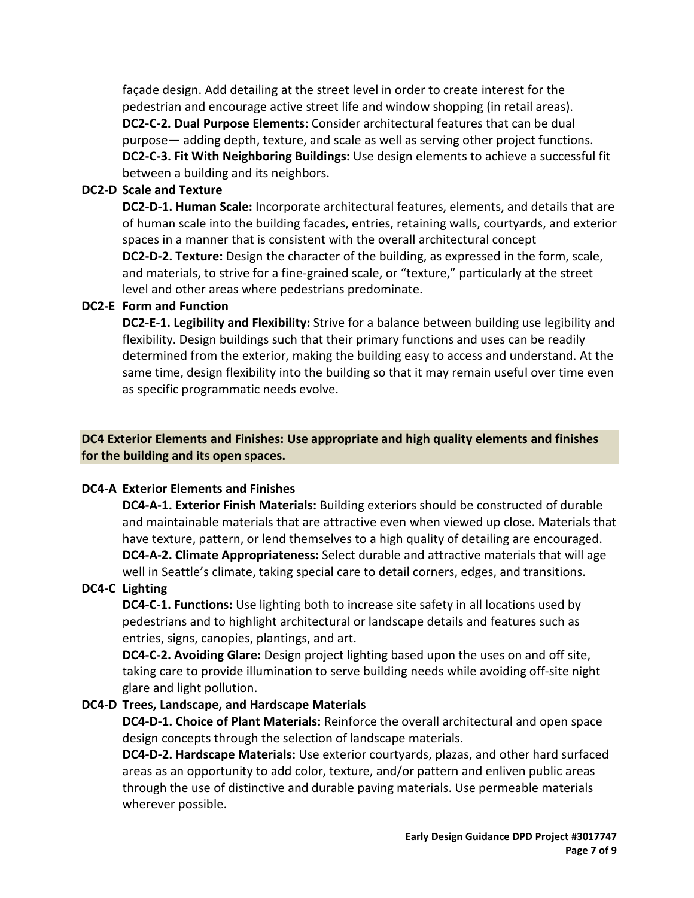façade design. Add detailing at the street level in order to create interest for the pedestrian and encourage active street life and window shopping (in retail areas).

**DC2-C-2. Dual Purpose Elements:** Consider architectural features that can be dual purpose— adding depth, texture, and scale as well as serving other project functions.

**DC2-C-3. Fit With Neighboring Buildings:** Use design elements to achieve a successful fit between a building and its neighbors.

**DC2-D Scale and Texture**

**DC2-D-1. Human Scale:** Incorporate architectural features, elements, and details that are of human scale into the building facades, entries, retaining walls, courtyards, and exterior spaces in a manner that is consistent with the overall architectural concept

**DC2-D-2. Texture:** Design the character of the building, as expressed in the form, scale, and materials, to strive for a fine-grained scale, or "texture," particularly at the street level and other areas where pedestrians predominate.

**DC2-E Form and Function**

**DC2-E-1. Legibility and Flexibility:** Strive for a balance between building use legibility and flexibility. Design buildings such that their primary functions and uses can be readily determined from the exterior, making the building easy to access and understand. At the same time, design flexibility into the building so that it may remain useful over time even as specific programmatic needs evolve.

**DC4 Exterior Elements and Finishes: Use appropriate and high quality elements and finishes for the building and its open spaces.**

**DC4-A Exterior Elements and Finishes**

**DC4-A-1. Exterior Finish Materials:** Building exteriors should be constructed of durable and maintainable materials that are attractive even when viewed up close. Materials that have texture, pattern, or lend themselves to a high quality of detailing are encouraged.

**DC4-A-2. Climate Appropriateness:** Select durable and attractive materials that will age well in Seattle's climate, taking special care to detail corners, edges, and transitions.

**DC4-C Lighting**

**DC4-C-1. Functions:** Use lighting both to increase site safety in all locations used by pedestrians and to highlight architectural or landscape details and features such as entries, signs, canopies, plantings, and art.

**DC4-C-2. Avoiding Glare:** Design project lighting based upon the uses on and off site, taking care to provide illumination to serve building needs while avoiding off-site night glare and light pollution.

**DC4-D Trees, Landscape, and Hardscape Materials**

**DC4-D-1. Choice of Plant Materials:** Reinforce the overall architectural and open space design concepts through the selection of landscape materials.

**DC4-D-2. Hardscape Materials:** Use exterior courtyards, plazas, and other hard surfaced areas as an opportunity to add color, texture, and/or pattern and enliven public areas through the use of distinctive and durable paving materials. Use permeable materials wherever possible.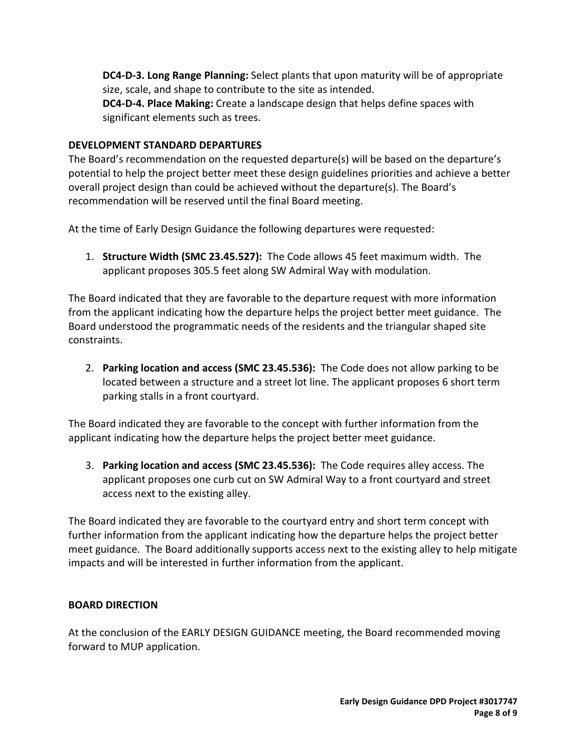**DC4-D-3. Long Range Planning:** Select plants that upon maturity will be of appropriate size, scale, and shape to contribute to the site as intended.
**DC4-D-4. Place Making:** Create a landscape design that helps define spaces with significant elements such as trees.

**DEVELOPMENT STANDARD DEPARTURES**

The Board's recommendation on the requested departure(s) will be based on the departure's potential to help the project better meet these design guidelines priorities and achieve a better overall project design than could be achieved without the departure(s). The Board's recommendation will be reserved until the final Board meeting.

At the time of Early Design Guidance the following departures were requested:

1. **Structure Width (SMC 23.45.527):** The Code allows 45 feet maximum width. The applicant proposes 305.5 feet along SW Admiral Way with modulation.

The Board indicated that they are favorable to the departure request with more information from the applicant indicating how the departure helps the project better meet guidance. The Board understood the programmatic needs of the residents and the triangular shaped site constraints.

2. **Parking location and access (SMC 23.45.536):** The Code does not allow parking to be located between a structure and a street lot line. The applicant proposes 6 short term parking stalls in a front courtyard.

The Board indicated they are favorable to the concept with further information from the applicant indicating how the departure helps the project better meet guidance.

3. **Parking location and access (SMC 23.45.536):** The Code requires alley access. The applicant proposes one curb cut on SW Admiral Way to a front courtyard and street access next to the existing alley.

The Board indicated they are favorable to the courtyard entry and short term concept with further information from the applicant indicating how the departure helps the project better meet guidance. The Board additionally supports access next to the existing alley to help mitigate impacts and will be interested in further information from the applicant.

**BOARD DIRECTION**

At the conclusion of the EARLY DESIGN GUIDANCE meeting, the Board recommended moving forward to MUP application.